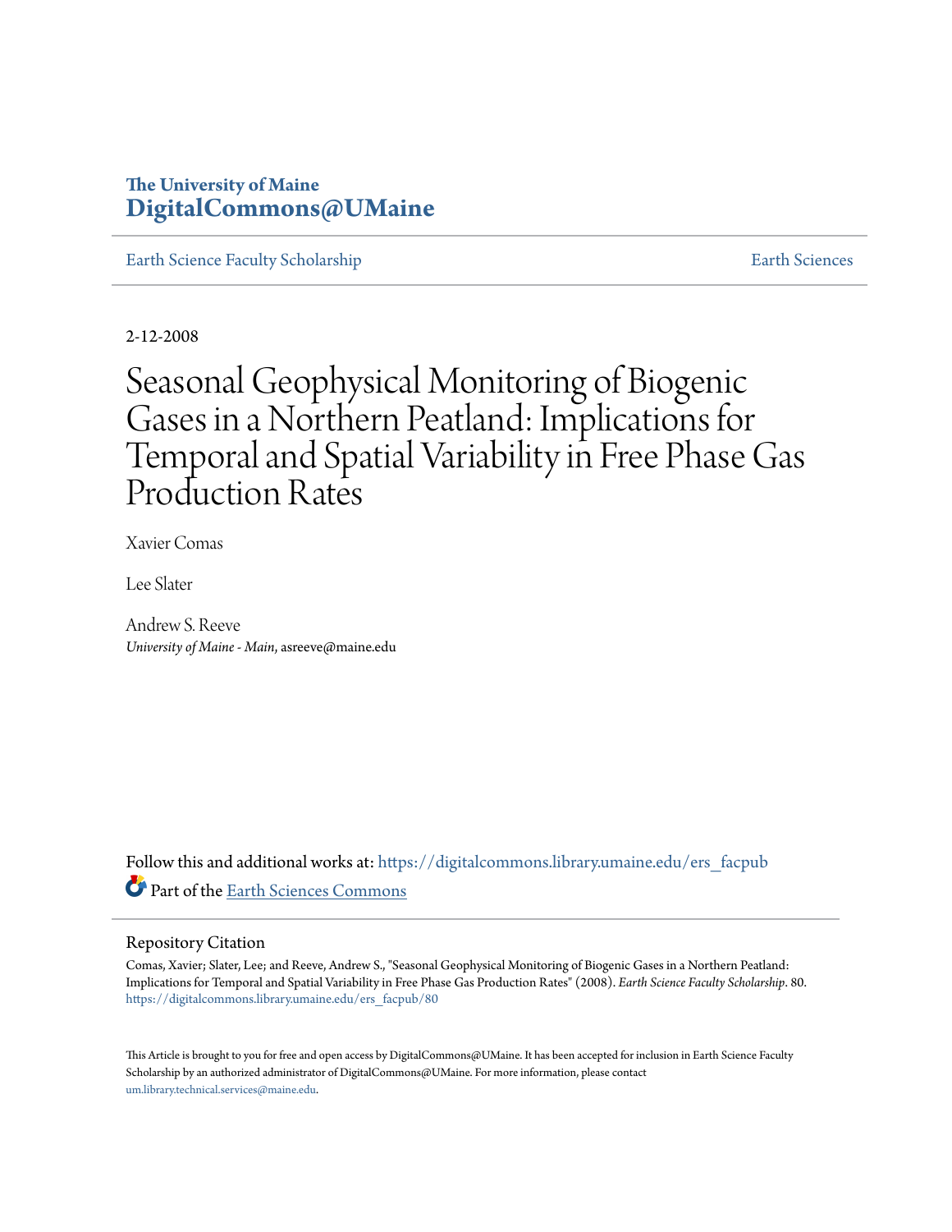The University of Maine
**DigitalCommons@UMaine**

Earth Science Faculty Scholarship | Earth Sciences

2-12-2008

# Seasonal Geophysical Monitoring of Biogenic Gases in a Northern Peatland: Implications for Temporal and Spatial Variability in Free Phase Gas Production Rates

Xavier Comas

Lee Slater

Andrew S. Reeve
*University of Maine - Main*, asreeve@maine.edu

Follow this and additional works at: https://digitalcommons.library.umaine.edu/ers_facpub

Part of the Earth Sciences Commons

## Repository Citation

Comas, Xavier; Slater, Lee; and Reeve, Andrew S., "Seasonal Geophysical Monitoring of Biogenic Gases in a Northern Peatland: Implications for Temporal and Spatial Variability in Free Phase Gas Production Rates" (2008). *Earth Science Faculty Scholarship*. 80.
https://digitalcommons.library.umaine.edu/ers_facpub/80

This Article is brought to you for free and open access by DigitalCommons@UMaine. It has been accepted for inclusion in Earth Science Faculty Scholarship by an authorized administrator of DigitalCommons@UMaine. For more information, please contact um.library.technical.services@maine.edu.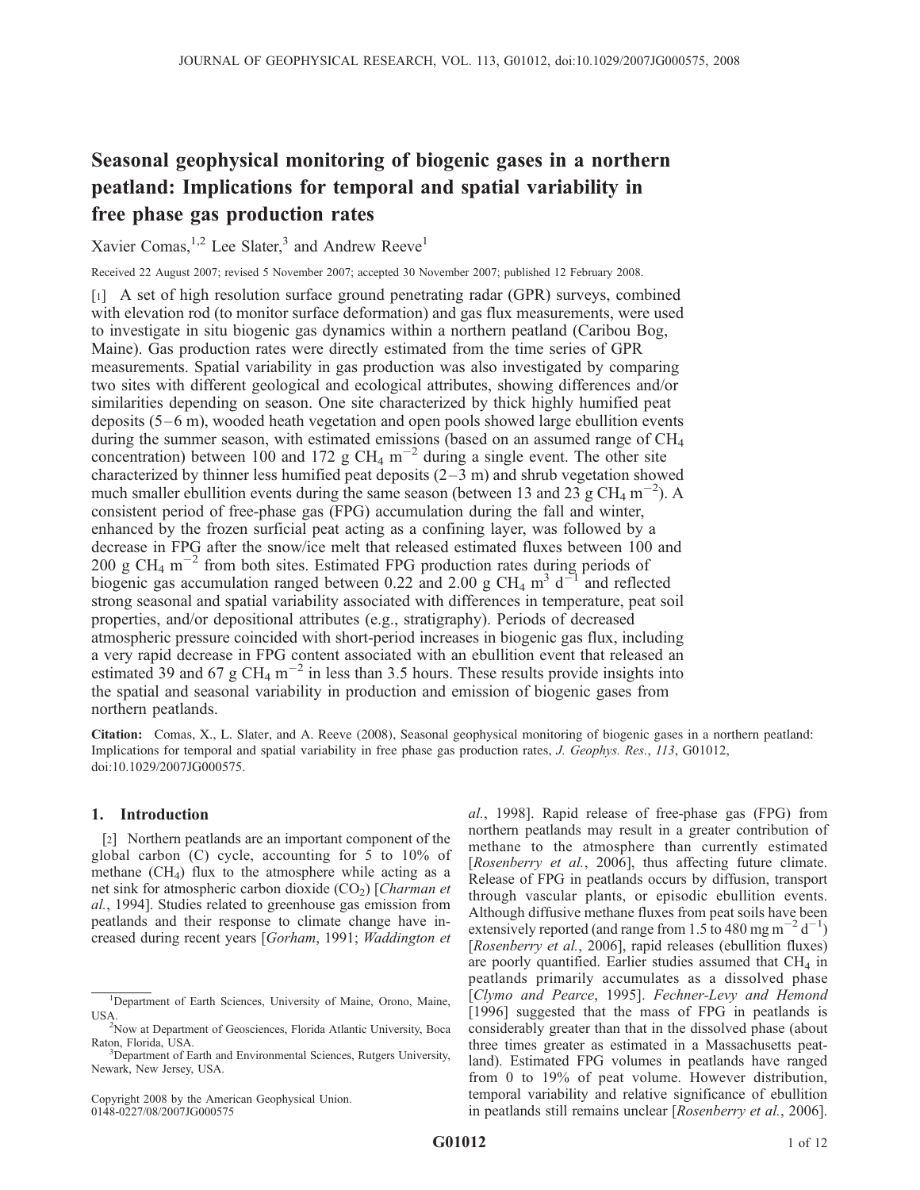# Seasonal geophysical monitoring of biogenic gases in a northern peatland: Implications for temporal and spatial variability in free phase gas production rates

Xavier Comas,[1,2] Lee Slater,[3] and Andrew Reeve[1]

Received 22 August 2007; revised 5 November 2007; accepted 30 November 2007; published 12 February 2008.

[1] A set of high resolution surface ground penetrating radar (GPR) surveys, combined with elevation rod (to monitor surface deformation) and gas flux measurements, were used to investigate in situ biogenic gas dynamics within a northern peatland (Caribou Bog, Maine). Gas production rates were directly estimated from the time series of GPR measurements. Spatial variability in gas production was also investigated by comparing two sites with different geological and ecological attributes, showing differences and/or similarities depending on season. One site characterized by thick highly humified peat deposits (5–6 m), wooded heath vegetation and open pools showed large ebullition events during the summer season, with estimated emissions (based on an assumed range of $CH_4$ concentration) between 100 and 172 g $CH_4$ $m^{-2}$ during a single event. The other site characterized by thinner less humified peat deposits (2–3 m) and shrub vegetation showed much smaller ebullition events during the same season (between 13 and 23 g $CH_4$ $m^{-2}$). A consistent period of free-phase gas (FPG) accumulation during the fall and winter, enhanced by the frozen surficial peat acting as a confining layer, was followed by a decrease in FPG after the snow/ice melt that released estimated fluxes between 100 and 200 g $CH_4$ $m^{-2}$ from both sites. Estimated FPG production rates during periods of biogenic gas accumulation ranged between 0.22 and 2.00 g $CH_4$ $m^3$ $d^{-1}$ and reflected strong seasonal and spatial variability associated with differences in temperature, peat soil properties, and/or depositional attributes (e.g., stratigraphy). Periods of decreased atmospheric pressure coincided with short-period increases in biogenic gas flux, including a very rapid decrease in FPG content associated with an ebullition event that released an estimated 39 and 67 g $CH_4$ $m^{-2}$ in less than 3.5 hours. These results provide insights into the spatial and seasonal variability in production and emission of biogenic gases from northern peatlands.

**Citation:** Comas, X., L. Slater, and A. Reeve (2008), Seasonal geophysical monitoring of biogenic gases in a northern peatland: Implications for temporal and spatial variability in free phase gas production rates, *J. Geophys. Res.*, *113*, G01012, doi:10.1029/2007JG000575.

## 1. Introduction

[2] Northern peatlands are an important component of the global carbon (C) cycle, accounting for 5 to 10% of methane ($CH_4$) flux to the atmosphere while acting as a net sink for atmospheric carbon dioxide ($CO_2$) [*Charman et al.*, 1994]. Studies related to greenhouse gas emission from peatlands and their response to climate change have increased during recent years [*Gorham*, 1991; *Waddington et al.*, 1998]. Rapid release of free-phase gas (FPG) from northern peatlands may result in a greater contribution of methane to the atmosphere than currently estimated [*Rosenberry et al.*, 2006], thus affecting future climate. Release of FPG in peatlands occurs by diffusion, transport through vascular plants, or episodic ebullition events. Although diffusive methane fluxes from peat soils have been extensively reported (and range from 1.5 to 480 mg $m^{-2}$ $d^{-1}$) [*Rosenberry et al.*, 2006], rapid releases (ebullition fluxes) are poorly quantified. Earlier studies assumed that $CH_4$ in peatlands primarily accumulates as a dissolved phase [*Clymo and Pearce*, 1995]. *Fechner-Levy and Hemond* [1996] suggested that the mass of FPG in peatlands is considerably greater than that in the dissolved phase (about three times greater as estimated in a Massachusetts peatland). Estimated FPG volumes in peatlands have ranged from 0 to 19% of peat volume. However distribution, temporal variability and relative significance of ebullition in peatlands still remains unclear [*Rosenberry et al.*, 2006].

---

[1]Department of Earth Sciences, University of Maine, Orono, Maine, USA.
[2]Now at Department of Geosciences, Florida Atlantic University, Boca Raton, Florida, USA.
[3]Department of Earth and Environmental Sciences, Rutgers University, Newark, New Jersey, USA.

Copyright 2008 by the American Geophysical Union.
0148-0227/08/2007JG000575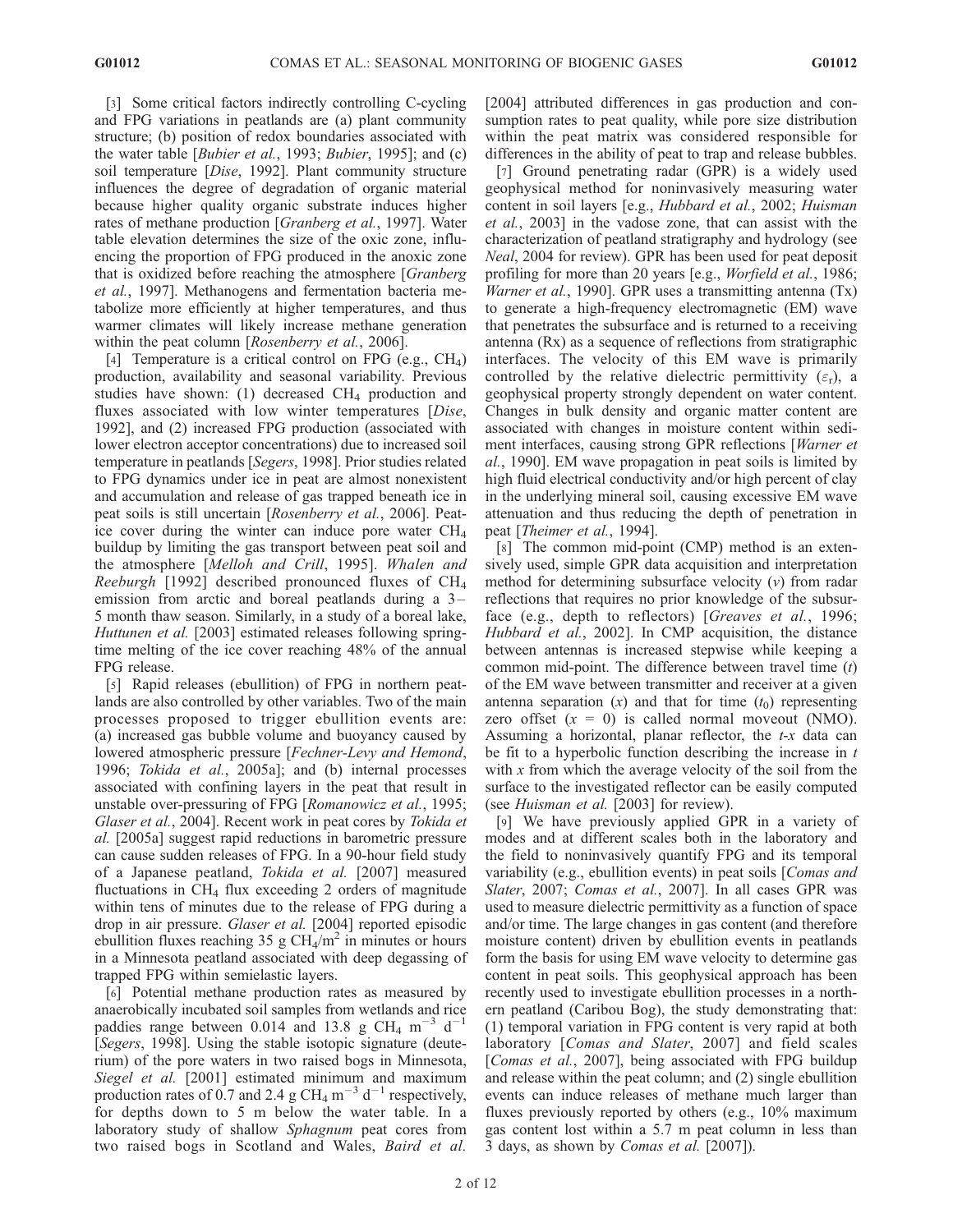[3] Some critical factors indirectly controlling C-cycling and FPG variations in peatlands are (a) plant community structure; (b) position of redox boundaries associated with the water table [*Bubier et al.*, 1993; *Bubier*, 1995]; and (c) soil temperature [*Dise*, 1992]. Plant community structure influences the degree of degradation of organic material because higher quality organic substrate induces higher rates of methane production [*Granberg et al.*, 1997]. Water table elevation determines the size of the oxic zone, influencing the proportion of FPG produced in the anoxic zone that is oxidized before reaching the atmosphere [*Granberg et al.*, 1997]. Methanogens and fermentation bacteria metabolize more efficiently at higher temperatures, and thus warmer climates will likely increase methane generation within the peat column [*Rosenberry et al.*, 2006].

[4] Temperature is a critical control on FPG (e.g., $CH_4$) production, availability and seasonal variability. Previous studies have shown: (1) decreased $CH_4$ production and fluxes associated with low winter temperatures [*Dise*, 1992], and (2) increased FPG production (associated with lower electron acceptor concentrations) due to increased soil temperature in peatlands [*Segers*, 1998]. Prior studies related to FPG dynamics under ice in peat are almost nonexistent and accumulation and release of gas trapped beneath ice in peat soils is still uncertain [*Rosenberry et al.*, 2006]. Peat-ice cover during the winter can induce pore water $CH_4$ buildup by limiting the gas transport between peat soil and the atmosphere [*Melloh and Crill*, 1995]. *Whalen and Reeburgh* [1992] described pronounced fluxes of $CH_4$ emission from arctic and boreal peatlands during a 3–5 month thaw season. Similarly, in a study of a boreal lake, *Huttunen et al.* [2003] estimated releases following springtime melting of the ice cover reaching 48% of the annual FPG release.

[5] Rapid releases (ebullition) of FPG in northern peatlands are also controlled by other variables. Two of the main processes proposed to trigger ebullition events are: (a) increased gas bubble volume and buoyancy caused by lowered atmospheric pressure [*Fechner-Levy and Hemond*, 1996; *Tokida et al.*, 2005a]; and (b) internal processes associated with confining layers in the peat that result in unstable over-pressuring of FPG [*Romanowicz et al.*, 1995; *Glaser et al.*, 2004]. Recent work in peat cores by *Tokida et al.* [2005a] suggest rapid reductions in barometric pressure can cause sudden releases of FPG. In a 90-hour field study of a Japanese peatland, *Tokida et al.* [2007] measured fluctuations in $CH_4$ flux exceeding 2 orders of magnitude within tens of minutes due to the release of FPG during a drop in air pressure. *Glaser et al.* [2004] reported episodic ebullition fluxes reaching 35 g $CH_4/m^2$ in minutes or hours in a Minnesota peatland associated with deep degassing of trapped FPG within semielastic layers.

[6] Potential methane production rates as measured by anaerobically incubated soil samples from wetlands and rice paddies range between 0.014 and 13.8 g $CH_4$ $m^{-3}$ $d^{-1}$ [*Segers*, 1998]. Using the stable isotopic signature (deuterium) of the pore waters in two raised bogs in Minnesota, *Siegel et al.* [2001] estimated minimum and maximum production rates of 0.7 and 2.4 g $CH_4$ $m^{-3}$ $d^{-1}$ respectively, for depths down to 5 m below the water table. In a laboratory study of shallow *Sphagnum* peat cores from two raised bogs in Scotland and Wales, *Baird et al.* [2004] attributed differences in gas production and consumption rates to peat quality, while pore size distribution within the peat matrix was considered responsible for differences in the ability of peat to trap and release bubbles.

[7] Ground penetrating radar (GPR) is a widely used geophysical method for noninvasively measuring water content in soil layers [e.g., *Hubbard et al.*, 2002; *Huisman et al.*, 2003] in the vadose zone, that can assist with the characterization of peatland stratigraphy and hydrology (see *Neal*, 2004 for review). GPR has been used for peat deposit profiling for more than 20 years [e.g., *Worfield et al.*, 1986; *Warner et al.*, 1990]. GPR uses a transmitting antenna (Tx) to generate a high-frequency electromagnetic (EM) wave that penetrates the subsurface and is returned to a receiving antenna (Rx) as a sequence of reflections from stratigraphic interfaces. The velocity of this EM wave is primarily controlled by the relative dielectric permittivity ($\varepsilon_r$), a geophysical property strongly dependent on water content. Changes in bulk density and organic matter content are associated with changes in moisture content within sediment interfaces, causing strong GPR reflections [*Warner et al.*, 1990]. EM wave propagation in peat soils is limited by high fluid electrical conductivity and/or high percent of clay in the underlying mineral soil, causing excessive EM wave attenuation and thus reducing the depth of penetration in peat [*Theimer et al.*, 1994].

[8] The common mid-point (CMP) method is an extensively used, simple GPR data acquisition and interpretation method for determining subsurface velocity ($v$) from radar reflections that requires no prior knowledge of the subsurface (e.g., depth to reflectors) [*Greaves et al.*, 1996; *Hubbard et al.*, 2002]. In CMP acquisition, the distance between antennas is increased stepwise while keeping a common mid-point. The difference between travel time ($t$) of the EM wave between transmitter and receiver at a given antenna separation ($x$) and that for time ($t_0$) representing zero offset ($x$ = 0) is called normal moveout (NMO). Assuming a horizontal, planar reflector, the $t$-$x$ data can be fit to a hyperbolic function describing the increase in $t$ with $x$ from which the average velocity of the soil from the surface to the investigated reflector can be easily computed (see *Huisman et al.* [2003] for review).

[9] We have previously applied GPR in a variety of modes and at different scales both in the laboratory and the field to noninvasively quantify FPG and its temporal variability (e.g., ebullition events) in peat soils [*Comas and Slater*, 2007; *Comas et al.*, 2007]. In all cases GPR was used to measure dielectric permittivity as a function of space and/or time. The large changes in gas content (and therefore moisture content) driven by ebullition events in peatlands form the basis for using EM wave velocity to determine gas content in peat soils. This geophysical approach has been recently used to investigate ebullition processes in a northern peatland (Caribou Bog), the study demonstrating that: (1) temporal variation in FPG content is very rapid at both laboratory [*Comas and Slater*, 2007] and field scales [*Comas et al.*, 2007], being associated with FPG buildup and release within the peat column; and (2) single ebullition events can induce releases of methane much larger than fluxes previously reported by others (e.g., 10% maximum gas content lost within a 5.7 m peat column in less than 3 days, as shown by *Comas et al.* [2007]).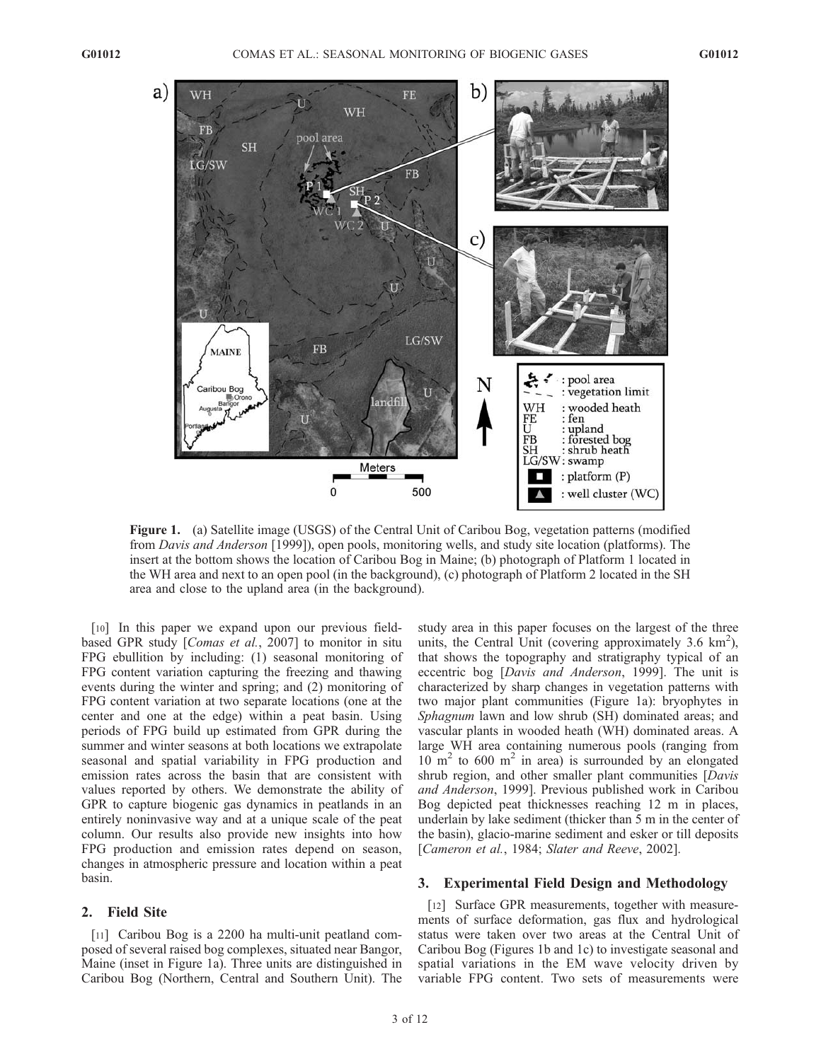**Figure 1.** (a) Satellite image (USGS) of the Central Unit of Caribou Bog, vegetation patterns (modified from *Davis and Anderson* [1999]), open pools, monitoring wells, and study site location (platforms). The insert at the bottom shows the location of Caribou Bog in Maine; (b) photograph of Platform 1 located in the WH area and next to an open pool (in the background), (c) photograph of Platform 2 located in the SH area and close to the upland area (in the background).

[10] In this paper we expand upon our previous field-based GPR study [*Comas et al.*, 2007] to monitor in situ FPG ebullition by including: (1) seasonal monitoring of FPG content variation capturing the freezing and thawing events during the winter and spring; and (2) monitoring of FPG content variation at two separate locations (one at the center and one at the edge) within a peat basin. Using periods of FPG build up estimated from GPR during the summer and winter seasons at both locations we extrapolate seasonal and spatial variability in FPG production and emission rates across the basin that are consistent with values reported by others. We demonstrate the ability of GPR to capture biogenic gas dynamics in peatlands in an entirely noninvasive way and at a unique scale of the peat column. Our results also provide new insights into how FPG production and emission rates depend on season, changes in atmospheric pressure and location within a peat basin.

## 2. Field Site

[11] Caribou Bog is a 2200 ha multi-unit peatland composed of several raised bog complexes, situated near Bangor, Maine (inset in Figure 1a). Three units are distinguished in Caribou Bog (Northern, Central and Southern Unit). The study area in this paper focuses on the largest of the three units, the Central Unit (covering approximately 3.6 $km^2$), that shows the topography and stratigraphy typical of an eccentric bog [*Davis and Anderson*, 1999]. The unit is characterized by sharp changes in vegetation patterns with two major plant communities (Figure 1a): bryophytes in *Sphagnum* lawn and low shrub (SH) dominated areas; and vascular plants in wooded heath (WH) dominated areas. A large WH area containing numerous pools (ranging from 10 $m^2$ to 600 $m^2$ in area) is surrounded by an elongated shrub region, and other smaller plant communities [*Davis and Anderson*, 1999]. Previous published work in Caribou Bog depicted peat thicknesses reaching 12 m in places, underlain by lake sediment (thicker than 5 m in the center of the basin), glacio-marine sediment and esker or till deposits [*Cameron et al.*, 1984; *Slater and Reeve*, 2002].

## 3. Experimental Field Design and Methodology

[12] Surface GPR measurements, together with measurements of surface deformation, gas flux and hydrological status were taken over two areas at the Central Unit of Caribou Bog (Figures 1b and 1c) to investigate seasonal and spatial variations in the EM wave velocity driven by variable FPG content. Two sets of measurements were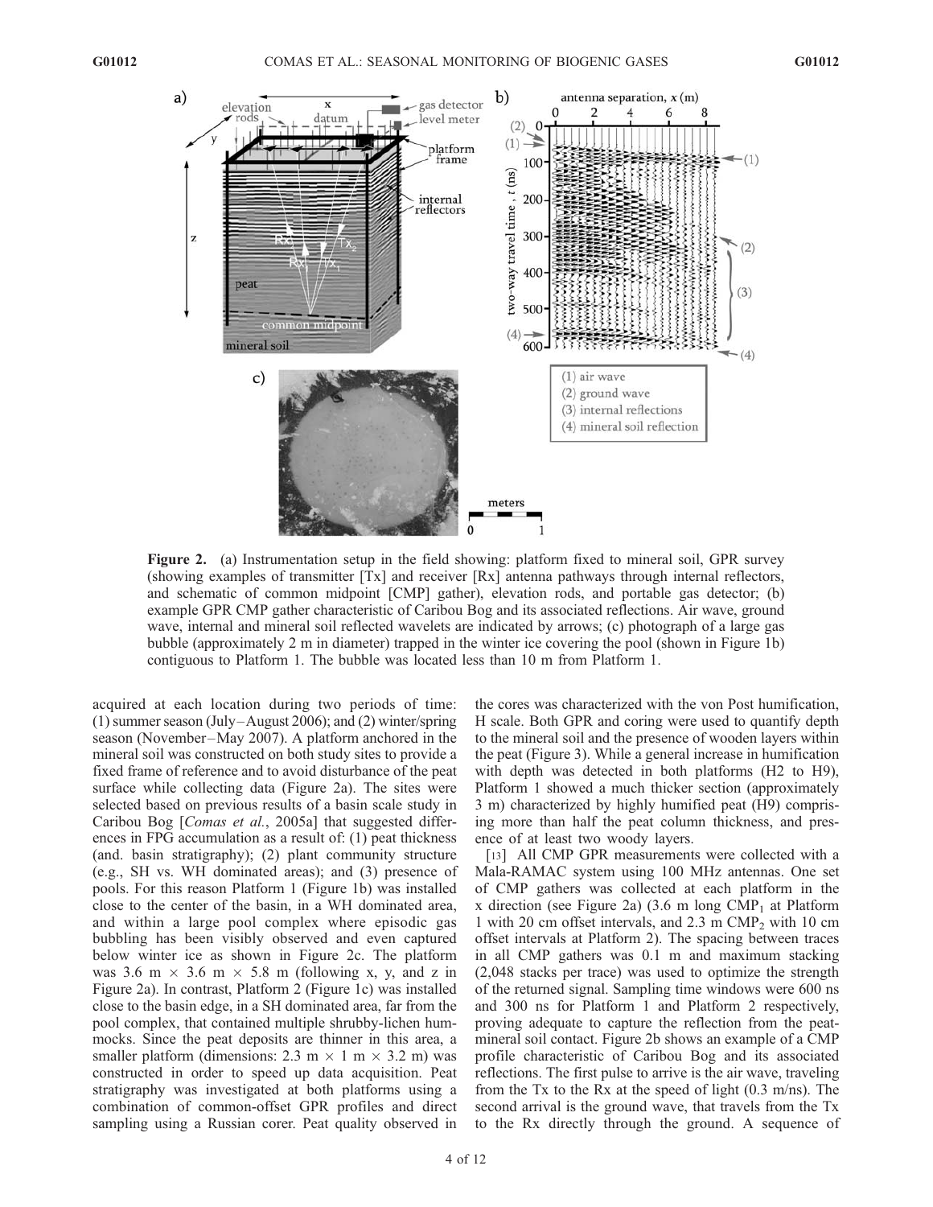**Figure 2.** (a) Instrumentation setup in the field showing: platform fixed to mineral soil, GPR survey (showing examples of transmitter [Tx] and receiver [Rx] antenna pathways through internal reflectors, and schematic of common midpoint [CMP] gather), elevation rods, and portable gas detector; (b) example GPR CMP gather characteristic of Caribou Bog and its associated reflections. Air wave, ground wave, internal and mineral soil reflected wavelets are indicated by arrows; (c) photograph of a large gas bubble (approximately 2 m in diameter) trapped in the winter ice covering the pool (shown in Figure 1b) contiguous to Platform 1. The bubble was located less than 10 m from Platform 1.

acquired at each location during two periods of time: (1) summer season (July–August 2006); and (2) winter/spring season (November–May 2007). A platform anchored in the mineral soil was constructed on both study sites to provide a fixed frame of reference and to avoid disturbance of the peat surface while collecting data (Figure 2a). The sites were selected based on previous results of a basin scale study in Caribou Bog [*Comas et al.*, 2005a] that suggested differences in FPG accumulation as a result of: (1) peat thickness (and. basin stratigraphy); (2) plant community structure (e.g., SH vs. WH dominated areas); and (3) presence of pools. For this reason Platform 1 (Figure 1b) was installed close to the center of the basin, in a WH dominated area, and within a large pool complex where episodic gas bubbling has been visibly observed and even captured below winter ice as shown in Figure 2c. The platform was 3.6 m × 3.6 m × 5.8 m (following x, y, and z in Figure 2a). In contrast, Platform 2 (Figure 1c) was installed close to the basin edge, in a SH dominated area, far from the pool complex, that contained multiple shrubby-lichen hummocks. Since the peat deposits are thinner in this area, a smaller platform (dimensions: 2.3 m × 1 m × 3.2 m) was constructed in order to speed up data acquisition. Peat stratigraphy was investigated at both platforms using a combination of common-offset GPR profiles and direct sampling using a Russian corer. Peat quality observed in the cores was characterized with the von Post humification, H scale. Both GPR and coring were used to quantify depth to the mineral soil and the presence of wooden layers within the peat (Figure 3). While a general increase in humification with depth was detected in both platforms (H2 to H9), Platform 1 showed a much thicker section (approximately 3 m) characterized by highly humified peat (H9) comprising more than half the peat column thickness, and presence of at least two woody layers.

[13] All CMP GPR measurements were collected with a Mala-RAMAC system using 100 MHz antennas. One set of CMP gathers was collected at each platform in the x direction (see Figure 2a) (3.6 m long $CMP_1$ at Platform 1 with 20 cm offset intervals, and 2.3 m $CMP_2$ with 10 cm offset intervals at Platform 2). The spacing between traces in all CMP gathers was 0.1 m and maximum stacking (2,048 stacks per trace) was used to optimize the strength of the returned signal. Sampling time windows were 600 ns and 300 ns for Platform 1 and Platform 2 respectively, proving adequate to capture the reflection from the peat-mineral soil contact. Figure 2b shows an example of a CMP profile characteristic of Caribou Bog and its associated reflections. The first pulse to arrive is the air wave, traveling from the Tx to the Rx at the speed of light (0.3 m/ns). The second arrival is the ground wave, that travels from the Tx to the Rx directly through the ground. A sequence of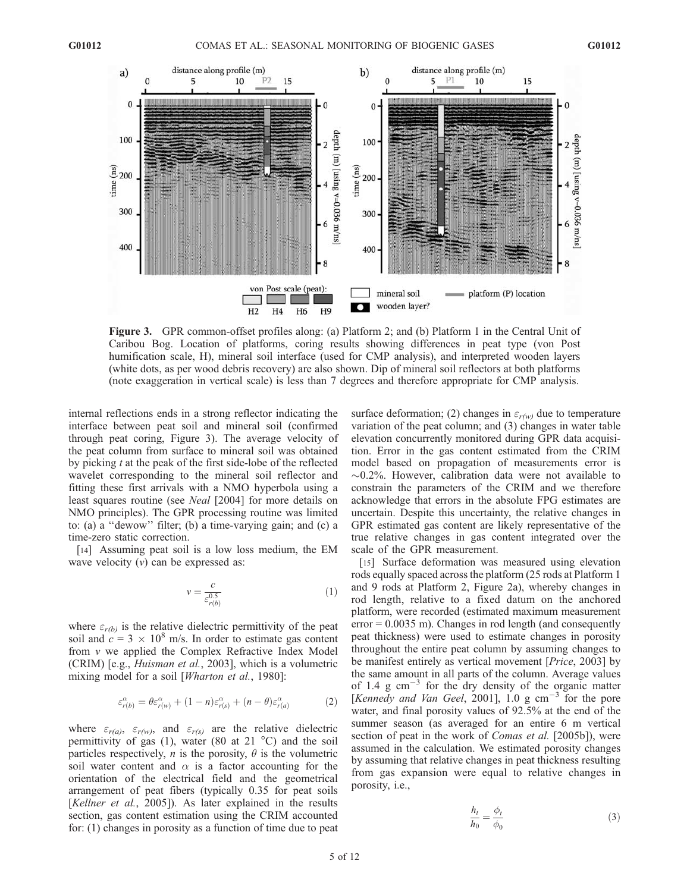**Figure 3.** GPR common-offset profiles along: (a) Platform 2; and (b) Platform 1 in the Central Unit of Caribou Bog. Location of platforms, coring results showing differences in peat type (von Post humification scale, H), mineral soil interface (used for CMP analysis), and interpreted wooden layers (white dots, as per wood debris recovery) are also shown. Dip of mineral soil reflectors at both platforms (note exaggeration in vertical scale) is less than 7 degrees and therefore appropriate for CMP analysis.

internal reflections ends in a strong reflector indicating the interface between peat soil and mineral soil (confirmed through peat coring, Figure 3). The average velocity of the peat column from surface to mineral soil was obtained by picking $t$ at the peak of the first side-lobe of the reflected wavelet corresponding to the mineral soil reflector and fitting these first arrivals with a NMO hyperbola using a least squares routine (see *Neal* [2004] for more details on NMO principles). The GPR processing routine was limited to: (a) a ''dewow'' filter; (b) a time-varying gain; and (c) a time-zero static correction.

[14] Assuming peat soil is a low loss medium, the EM wave velocity ($v$) can be expressed as:

$$v = \frac{c}{\varepsilon_{r(b)}^{0.5}} \tag{1}$$

where $\varepsilon_{r(b)}$ is the relative dielectric permittivity of the peat soil and $c = 3 \times 10^8$ m/s. In order to estimate gas content from $v$ we applied the Complex Refractive Index Model (CRIM) [e.g., *Huisman et al.*, 2003], which is a volumetric mixing model for a soil [*Wharton et al.*, 1980]:

$$\varepsilon_{r(b)}^{\alpha} = \theta\varepsilon_{r(w)}^{\alpha} + (1-n)\varepsilon_{r(s)}^{\alpha} + (n-\theta)\varepsilon_{r(a)}^{\alpha} \tag{2}$$

where $\varepsilon_{r(a)}$, $\varepsilon_{r(w)}$, and $\varepsilon_{r(s)}$ are the relative dielectric permittivity of gas (1), water (80 at 21 °C) and the soil particles respectively, $n$ is the porosity, $\theta$ is the volumetric soil water content and $\alpha$ is a factor accounting for the orientation of the electrical field and the geometrical arrangement of peat fibers (typically 0.35 for peat soils [*Kellner et al.*, 2005]). As later explained in the results section, gas content estimation using the CRIM accounted for: (1) changes in porosity as a function of time due to peat surface deformation; (2) changes in $\varepsilon_{r(w)}$ due to temperature variation of the peat column; and (3) changes in water table elevation concurrently monitored during GPR data acquisition. Error in the gas content estimated from the CRIM model based on propagation of measurements error is ~0.2%. However, calibration data were not available to constrain the parameters of the CRIM and we therefore acknowledge that errors in the absolute FPG estimates are uncertain. Despite this uncertainty, the relative changes in GPR estimated gas content are likely representative of the true relative changes in gas content integrated over the scale of the GPR measurement.

[15] Surface deformation was measured using elevation rods equally spaced across the platform (25 rods at Platform 1 and 9 rods at Platform 2, Figure 2a), whereby changes in rod length, relative to a fixed datum on the anchored platform, were recorded (estimated maximum measurement error = 0.0035 m). Changes in rod length (and consequently peat thickness) were used to estimate changes in porosity throughout the entire peat column by assuming changes to be manifest entirely as vertical movement [*Price*, 2003] by the same amount in all parts of the column. Average values of 1.4 g cm$^{-3}$ for the dry density of the organic matter [*Kennedy and Van Geel*, 2001], 1.0 g cm$^{-3}$ for the pore water, and final porosity values of 92.5% at the end of the summer season (as averaged for an entire 6 m vertical section of peat in the work of *Comas et al.* [2005b]), were assumed in the calculation. We estimated porosity changes by assuming that relative changes in peat thickness resulting from gas expansion were equal to relative changes in porosity, i.e.,

$$\frac{h_t}{h_0} = \frac{\phi_t}{\phi_0} \tag{3}$$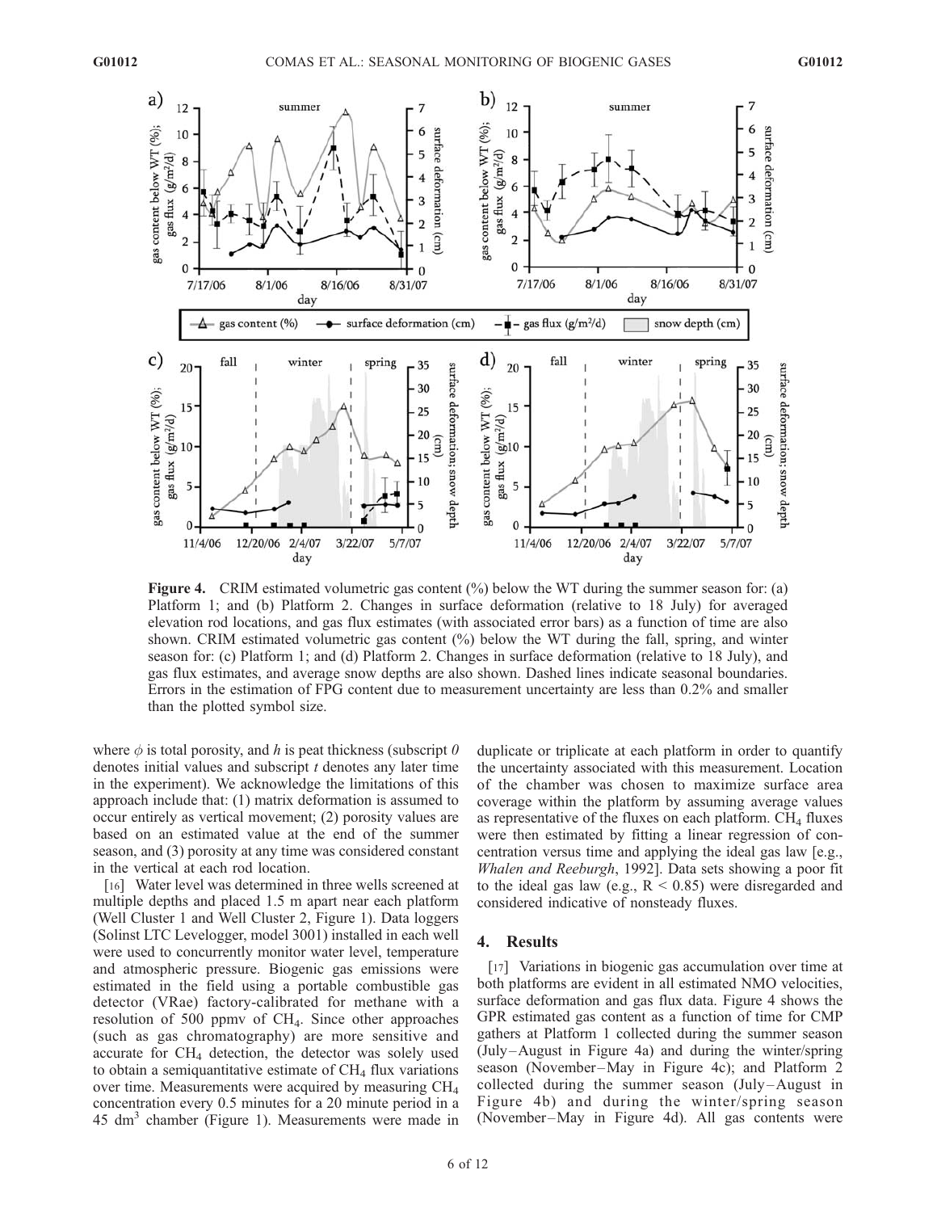**Figure 4.** CRIM estimated volumetric gas content (%) below the WT during the summer season for: (a) Platform 1; and (b) Platform 2. Changes in surface deformation (relative to 18 July) for averaged elevation rod locations, and gas flux estimates (with associated error bars) as a function of time are also shown. CRIM estimated volumetric gas content (%) below the WT during the fall, spring, and winter season for: (c) Platform 1; and (d) Platform 2. Changes in surface deformation (relative to 18 July), and gas flux estimates, and average snow depths are also shown. Dashed lines indicate seasonal boundaries. Errors in the estimation of FPG content due to measurement uncertainty are less than 0.2% and smaller than the plotted symbol size.

where $\phi$ is total porosity, and $h$ is peat thickness (subscript $0$ denotes initial values and subscript $t$ denotes any later time in the experiment). We acknowledge the limitations of this approach include that: (1) matrix deformation is assumed to occur entirely as vertical movement; (2) porosity values are based on an estimated value at the end of the summer season, and (3) porosity at any time was considered constant in the vertical at each rod location.

[16] Water level was determined in three wells screened at multiple depths and placed 1.5 m apart near each platform (Well Cluster 1 and Well Cluster 2, Figure 1). Data loggers (Solinst LTC Levelogger, model 3001) installed in each well were used to concurrently monitor water level, temperature and atmospheric pressure. Biogenic gas emissions were estimated in the field using a portable combustible gas detector (VRae) factory-calibrated for methane with a resolution of 500 ppmv of $CH_4$. Since other approaches (such as gas chromatography) are more sensitive and accurate for $CH_4$ detection, the detector was solely used to obtain a semiquantitative estimate of $CH_4$ flux variations over time. Measurements were acquired by measuring $CH_4$ concentration every 0.5 minutes for a 20 minute period in a 45 dm$^3$ chamber (Figure 1). Measurements were made in duplicate or triplicate at each platform in order to quantify the uncertainty associated with this measurement. Location of the chamber was chosen to maximize surface area coverage within the platform by assuming average values as representative of the fluxes on each platform. $CH_4$ fluxes were then estimated by fitting a linear regression of concentration versus time and applying the ideal gas law [e.g., *Whalen and Reeburgh*, 1992]. Data sets showing a poor fit to the ideal gas law (e.g., $R < 0.85$) were disregarded and considered indicative of nonsteady fluxes.

## 4. Results

[17] Variations in biogenic gas accumulation over time at both platforms are evident in all estimated NMO velocities, surface deformation and gas flux data. Figure 4 shows the GPR estimated gas content as a function of time for CMP gathers at Platform 1 collected during the summer season (July–August in Figure 4a) and during the winter/spring season (November–May in Figure 4c); and Platform 2 collected during the summer season (July–August in Figure 4b) and during the winter/spring season (November–May in Figure 4d). All gas contents were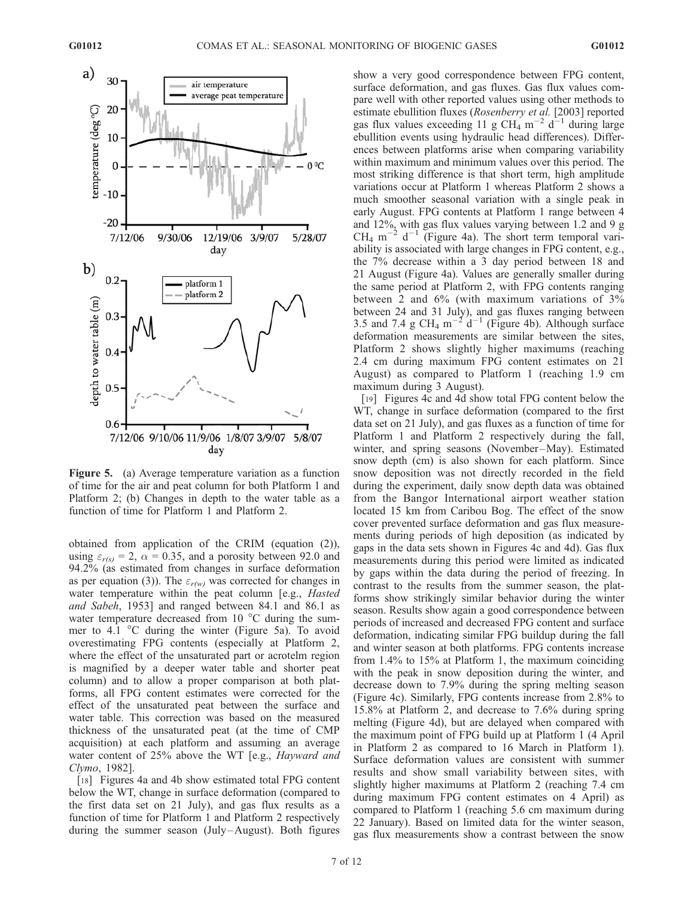Figure 5. (a) Average temperature variation as a function of time for the air and peat column for both Platform 1 and Platform 2; (b) Changes in depth to the water table as a function of time for Platform 1 and Platform 2.

obtained from application of the CRIM (equation (2)), using $\varepsilon_{r(s)} = 2$, $\alpha = 0.35$, and a porosity between 92.0 and 94.2% (as estimated from changes in surface deformation as per equation (3)). The $\varepsilon_{r(w)}$ was corrected for changes in water temperature within the peat column [e.g., *Hasted and Sabeh*, 1953] and ranged between 84.1 and 86.1 as water temperature decreased from 10 °C during the summer to 4.1 °C during the winter (Figure 5a). To avoid overestimating FPG contents (especially at Platform 2, where the effect of the unsaturated part or acrotelm region is magnified by a deeper water table and shorter peat column) and to allow a proper comparison at both platforms, all FPG content estimates were corrected for the effect of the unsaturated peat between the surface and water table. This correction was based on the measured thickness of the unsaturated peat (at the time of CMP acquisition) at each platform and assuming an average water content of 25% above the WT [e.g., *Hayward and Clymo*, 1982].

[18] Figures 4a and 4b show estimated total FPG content below the WT, change in surface deformation (compared to the first data set on 21 July), and gas flux results as a function of time for Platform 1 and Platform 2 respectively during the summer season (July–August). Both figures show a very good correspondence between FPG content, surface deformation, and gas fluxes. Gas flux values compare well with other reported values using other methods to estimate ebullition fluxes (*Rosenberry et al.* [2003] reported gas flux values exceeding 11 g $CH_4$ $m^{-2}$ $d^{-1}$ during large ebullition events using hydraulic head differences). Differences between platforms arise when comparing variability within maximum and minimum values over this period. The most striking difference is that short term, high amplitude variations occur at Platform 1 whereas Platform 2 shows a much smoother seasonal variation with a single peak in early August. FPG contents at Platform 1 range between 4 and 12%, with gas flux values varying between 1.2 and 9 g $CH_4$ $m^{-2}$ $d^{-1}$ (Figure 4a). The short term temporal variability is associated with large changes in FPG content, e.g., the 7% decrease within a 3 day period between 18 and 21 August (Figure 4a). Values are generally smaller during the same period at Platform 2, with FPG contents ranging between 2 and 6% (with maximum variations of 3% between 24 and 31 July), and gas fluxes ranging between 3.5 and 7.4 g $CH_4$ $m^{-2}$ $d^{-1}$ (Figure 4b). Although surface deformation measurements are similar between the sites, Platform 2 shows slightly higher maximums (reaching 2.4 cm during maximum FPG content estimates on 21 August) as compared to Platform 1 (reaching 1.9 cm maximum during 3 August).

[19] Figures 4c and 4d show total FPG content below the WT, change in surface deformation (compared to the first data set on 21 July), and gas fluxes as a function of time for Platform 1 and Platform 2 respectively during the fall, winter, and spring seasons (November–May). Estimated snow depth (cm) is also shown for each platform. Since snow deposition was not directly recorded in the field during the experiment, daily snow depth data was obtained from the Bangor International airport weather station located 15 km from Caribou Bog. The effect of the snow cover prevented surface deformation and gas flux measurements during periods of high deposition (as indicated by gaps in the data sets shown in Figures 4c and 4d). Gas flux measurements during this period were limited as indicated by gaps within the data during the period of freezing. In contrast to the results from the summer season, the platforms show strikingly similar behavior during the winter season. Results show again a good correspondence between periods of increased and decreased FPG content and surface deformation, indicating similar FPG buildup during the fall and winter season at both platforms. FPG contents increase from 1.4% to 15% at Platform 1, the maximum coinciding with the peak in snow deposition during the winter, and decrease down to 7.9% during the spring melting season (Figure 4c). Similarly, FPG contents increase from 2.8% to 15.8% at Platform 2, and decrease to 7.6% during spring melting (Figure 4d), but are delayed when compared with the maximum point of FPG build up at Platform 1 (4 April in Platform 2 as compared to 16 March in Platform 1). Surface deformation values are consistent with summer results and show small variability between sites, with slightly higher maximums at Platform 2 (reaching 7.4 cm during maximum FPG content estimates on 4 April) as compared to Platform 1 (reaching 5.6 cm maximum during 22 January). Based on limited data for the winter season, gas flux measurements show a contrast between the snow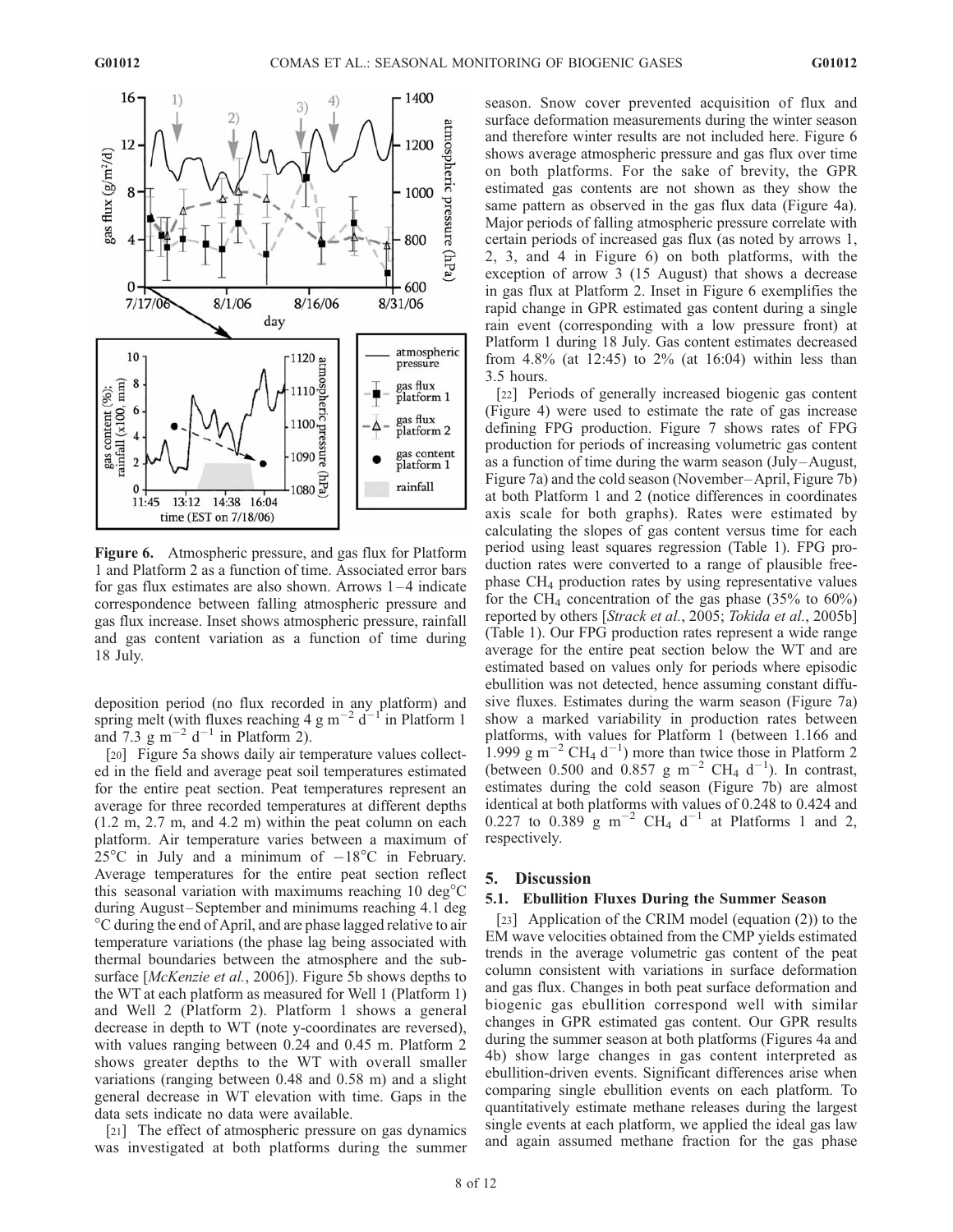Figure 6. Atmospheric pressure, and gas flux for Platform 1 and Platform 2 as a function of time. Associated error bars for gas flux estimates are also shown. Arrows 1–4 indicate correspondence between falling atmospheric pressure and gas flux increase. Inset shows atmospheric pressure, rainfall and gas content variation as a function of time during 18 July.

deposition period (no flux recorded in any platform) and spring melt (with fluxes reaching 4 g m$^{-2}$ d$^{-1}$ in Platform 1 and 7.3 g m$^{-2}$ d$^{-1}$ in Platform 2).

[20] Figure 5a shows daily air temperature values collected in the field and average peat soil temperatures estimated for the entire peat section. Peat temperatures represent an average for three recorded temperatures at different depths (1.2 m, 2.7 m, and 4.2 m) within the peat column on each platform. Air temperature varies between a maximum of 25°C in July and a minimum of −18°C in February. Average temperatures for the entire peat section reflect this seasonal variation with maximums reaching 10 deg°C during August–September and minimums reaching 4.1 deg °C during the end of April, and are phase lagged relative to air temperature variations (the phase lag being associated with thermal boundaries between the atmosphere and the subsurface [*McKenzie et al.*, 2006]). Figure 5b shows depths to the WT at each platform as measured for Well 1 (Platform 1) and Well 2 (Platform 2). Platform 1 shows a general decrease in depth to WT (note y-coordinates are reversed), with values ranging between 0.24 and 0.45 m. Platform 2 shows greater depths to the WT with overall smaller variations (ranging between 0.48 and 0.58 m) and a slight general decrease in WT elevation with time. Gaps in the data sets indicate no data were available.

[21] The effect of atmospheric pressure on gas dynamics was investigated at both platforms during the summer season. Snow cover prevented acquisition of flux and surface deformation measurements during the winter season and therefore winter results are not included here. Figure 6 shows average atmospheric pressure and gas flux over time on both platforms. For the sake of brevity, the GPR estimated gas contents are not shown as they show the same pattern as observed in the gas flux data (Figure 4a). Major periods of falling atmospheric pressure correlate with certain periods of increased gas flux (as noted by arrows 1, 2, 3, and 4 in Figure 6) on both platforms, with the exception of arrow 3 (15 August) that shows a decrease in gas flux at Platform 2. Inset in Figure 6 exemplifies the rapid change in GPR estimated gas content during a single rain event (corresponding with a low pressure front) at Platform 1 during 18 July. Gas content estimates decreased from 4.8% (at 12:45) to 2% (at 16:04) within less than 3.5 hours.

[22] Periods of generally increased biogenic gas content (Figure 4) were used to estimate the rate of gas increase defining FPG production. Figure 7 shows rates of FPG production for periods of increasing volumetric gas content as a function of time during the warm season (July–August, Figure 7a) and the cold season (November–April, Figure 7b) at both Platform 1 and 2 (notice differences in coordinates axis scale for both graphs). Rates were estimated by calculating the slopes of gas content versus time for each period using least squares regression (Table 1). FPG production rates were converted to a range of plausible free-phase $CH_4$ production rates by using representative values for the $CH_4$ concentration of the gas phase (35% to 60%) reported by others [*Strack et al.*, 2005; *Tokida et al.*, 2005b] (Table 1). Our FPG production rates represent a wide range average for the entire peat section below the WT and are estimated based on values only for periods where episodic ebullition was not detected, hence assuming constant diffusive fluxes. Estimates during the warm season (Figure 7a) show a marked variability in production rates between platforms, with values for Platform 1 (between 1.166 and 1.999 g m$^{-2}$ $CH_4$ d$^{-1}$) more than twice those in Platform 2 (between 0.500 and 0.857 g m$^{-2}$ $CH_4$ d$^{-1}$). In contrast, estimates during the cold season (Figure 7b) are almost identical at both platforms with values of 0.248 to 0.424 and 0.227 to 0.389 g m$^{-2}$ $CH_4$ d$^{-1}$ at Platforms 1 and 2, respectively.

## 5. Discussion

### 5.1. Ebullition Fluxes During the Summer Season

[23] Application of the CRIM model (equation (2)) to the EM wave velocities obtained from the CMP yields estimated trends in the average volumetric gas content of the peat column consistent with variations in surface deformation and gas flux. Changes in both peat surface deformation and biogenic gas ebullition correspond well with similar changes in GPR estimated gas content. Our GPR results during the summer season at both platforms (Figures 4a and 4b) show large changes in gas content interpreted as ebullition-driven events. Significant differences arise when comparing single ebullition events on each platform. To quantitatively estimate methane releases during the largest single events at each platform, we applied the ideal gas law and again assumed methane fraction for the gas phase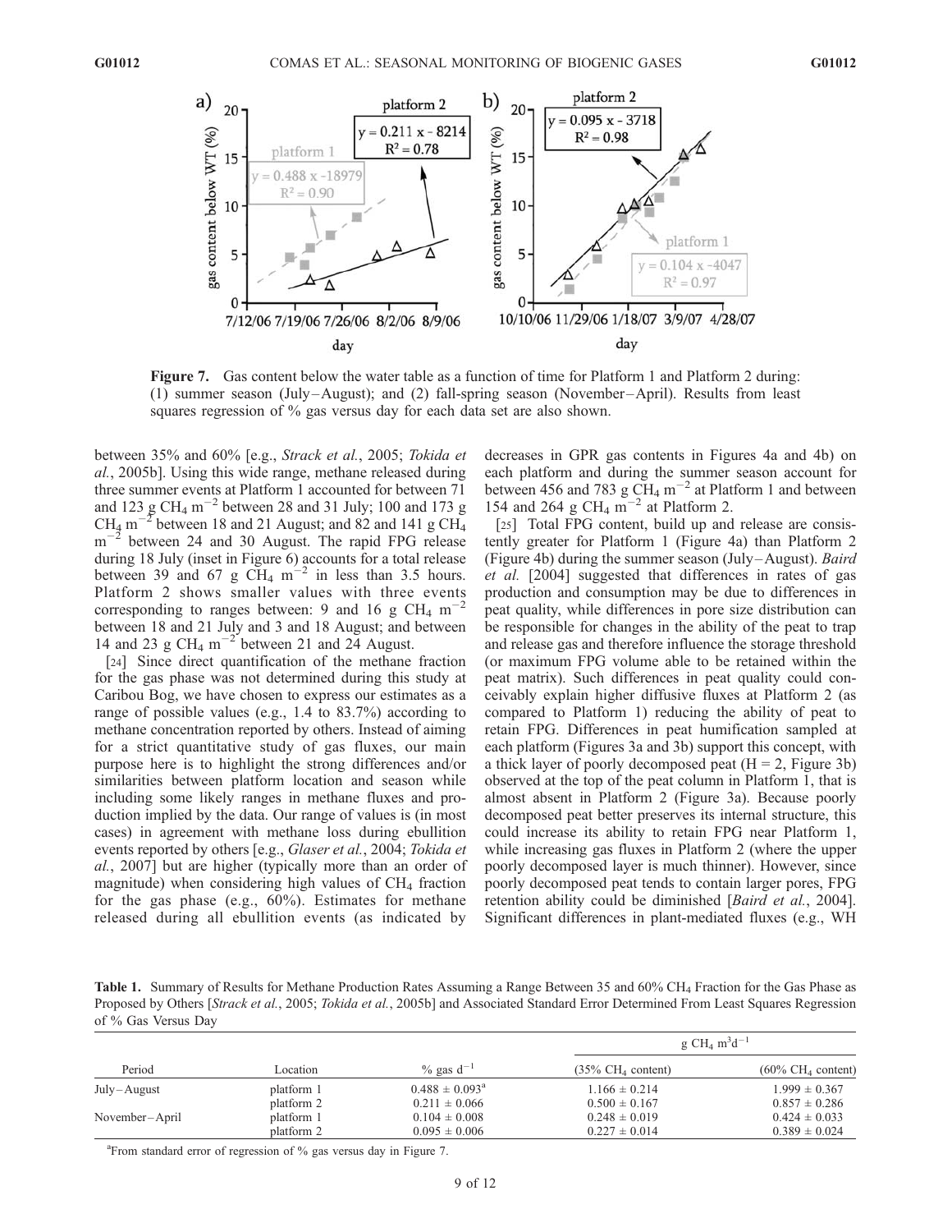**Figure 7.** Gas content below the water table as a function of time for Platform 1 and Platform 2 during: (1) summer season (July–August); and (2) fall-spring season (November–April). Results from least squares regression of % gas versus day for each data set are also shown.

between 35% and 60% [e.g., *Strack et al.*, 2005; *Tokida et al.*, 2005b]. Using this wide range, methane released during three summer events at Platform 1 accounted for between 71 and 123 g $CH_4$ $m^{-2}$ between 28 and 31 July; 100 and 173 g $CH_4$ $m^{-2}$ between 18 and 21 August; and 82 and 141 g $CH_4$ $m^{-2}$ between 24 and 30 August. The rapid FPG release during 18 July (inset in Figure 6) accounts for a total release between 39 and 67 g $CH_4$ $m^{-2}$ in less than 3.5 hours. Platform 2 shows smaller values with three events corresponding to ranges between: 9 and 16 g $CH_4$ $m^{-2}$ between 18 and 21 July and 3 and 18 August; and between 14 and 23 g $CH_4$ $m^{-2}$ between 21 and 24 August.

[24] Since direct quantification of the methane fraction for the gas phase was not determined during this study at Caribou Bog, we have chosen to express our estimates as a range of possible values (e.g., 1.4 to 83.7%) according to methane concentration reported by others. Instead of aiming for a strict quantitative study of gas fluxes, our main purpose here is to highlight the strong differences and/or similarities between platform location and season while including some likely ranges in methane fluxes and production implied by the data. Our range of values is (in most cases) in agreement with methane loss during ebullition events reported by others [e.g., *Glaser et al.*, 2004; *Tokida et al.*, 2007] but are higher (typically more than an order of magnitude) when considering high values of $CH_4$ fraction for the gas phase (e.g., 60%). Estimates for methane released during all ebullition events (as indicated by decreases in GPR gas contents in Figures 4a and 4b) on each platform and during the summer season account for between 456 and 783 g $CH_4$ $m^{-2}$ at Platform 1 and between 154 and 264 g $CH_4$ $m^{-2}$ at Platform 2.

[25] Total FPG content, build up and release are consistently greater for Platform 1 (Figure 4a) than Platform 2 (Figure 4b) during the summer season (July–August). *Baird et al.* [2004] suggested that differences in rates of gas production and consumption may be due to differences in peat quality, while differences in pore size distribution can be responsible for changes in the ability of the peat to trap and release gas and therefore influence the storage threshold (or maximum FPG volume able to be retained within the peat matrix). Such differences in peat quality could conceivably explain higher diffusive fluxes at Platform 2 (as compared to Platform 1) reducing the ability of peat to retain FPG. Differences in peat humification sampled at each platform (Figures 3a and 3b) support this concept, with a thick layer of poorly decomposed peat (H = 2, Figure 3b) observed at the top of the peat column in Platform 1, that is almost absent in Platform 2 (Figure 3a). Because poorly decomposed peat better preserves its internal structure, this could increase its ability to retain FPG near Platform 1, while increasing gas fluxes in Platform 2 (where the upper poorly decomposed layer is much thinner). However, since poorly decomposed peat tends to contain larger pores, FPG retention ability could be diminished [*Baird et al.*, 2004]. Significant differences in plant-mediated fluxes (e.g., WH

**Table 1.** Summary of Results for Methane Production Rates Assuming a Range Between 35 and 60% $CH_4$ Fraction for the Gas Phase as Proposed by Others [*Strack et al.*, 2005; *Tokida et al.*, 2005b] and Associated Standard Error Determined From Least Squares Regression of % Gas Versus Day

| Period | Location | % gas $d^{-1}$ | g $CH_4$ $m^3d^{-1}$ (35% $CH_4$ content) | g $CH_4$ $m^3d^{-1}$ (60% $CH_4$ content) |
|---|---|---|---|---|
| July–August | platform 1 | 0.488 ± 0.093[a] | 1.166 ± 0.214 | 1.999 ± 0.367 |
| | platform 2 | 0.211 ± 0.066 | 0.500 ± 0.167 | 0.857 ± 0.286 |
| November–April | platform 1 | 0.104 ± 0.008 | 0.248 ± 0.019 | 0.424 ± 0.033 |
| | platform 2 | 0.095 ± 0.006 | 0.227 ± 0.014 | 0.389 ± 0.024 |

[a]From standard error of regression of % gas versus day in Figure 7.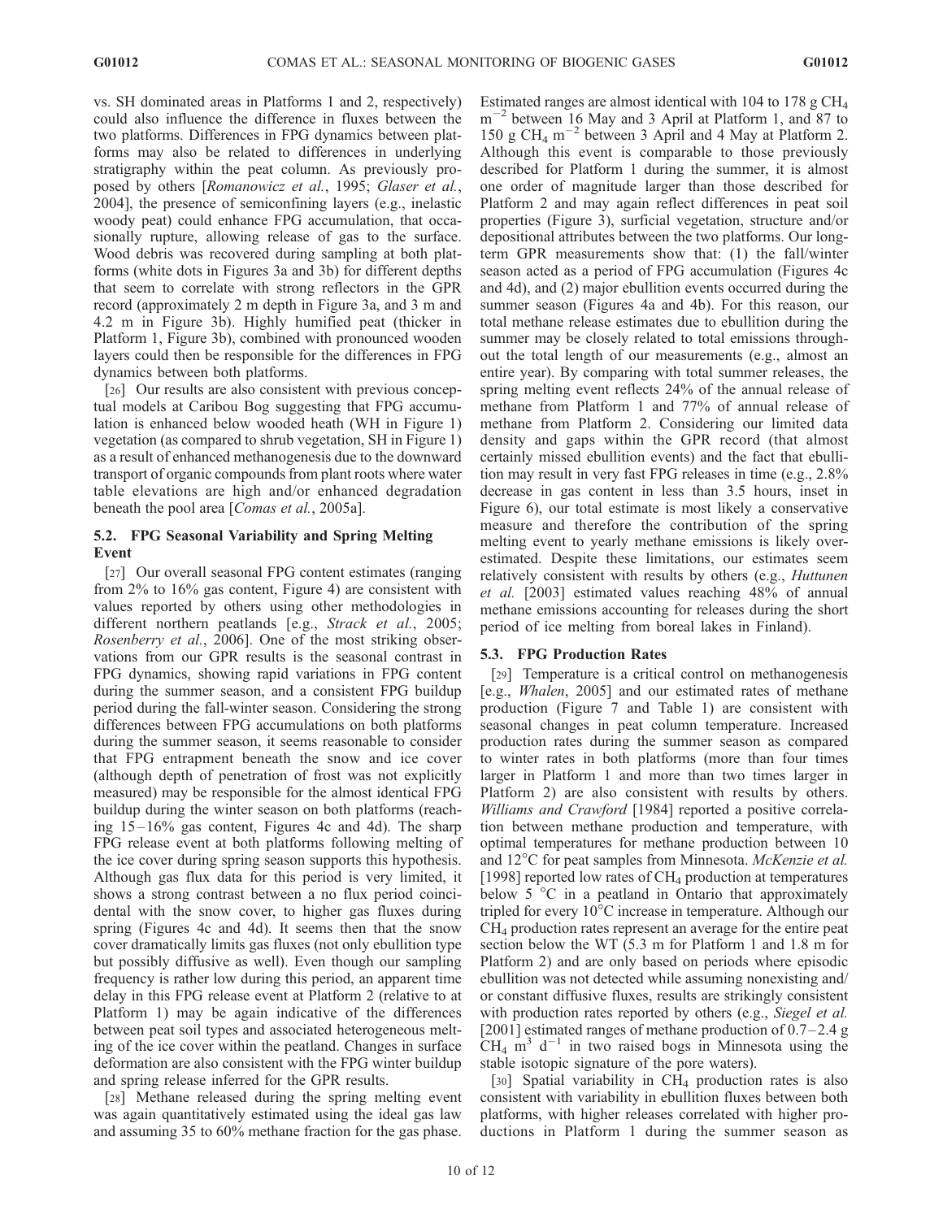vs. SH dominated areas in Platforms 1 and 2, respectively) could also influence the difference in fluxes between the two platforms. Differences in FPG dynamics between platforms may also be related to differences in underlying stratigraphy within the peat column. As previously proposed by others [*Romanowicz et al.*, 1995; *Glaser et al.*, 2004], the presence of semiconfining layers (e.g., inelastic woody peat) could enhance FPG accumulation, that occasionally rupture, allowing release of gas to the surface. Wood debris was recovered during sampling at both platforms (white dots in Figures 3a and 3b) for different depths that seem to correlate with strong reflectors in the GPR record (approximately 2 m depth in Figure 3a, and 3 m and 4.2 m in Figure 3b). Highly humified peat (thicker in Platform 1, Figure 3b), combined with pronounced wooden layers could then be responsible for the differences in FPG dynamics between both platforms.

[26] Our results are also consistent with previous conceptual models at Caribou Bog suggesting that FPG accumulation is enhanced below wooded heath (WH in Figure 1) vegetation (as compared to shrub vegetation, SH in Figure 1) as a result of enhanced methanogenesis due to the downward transport of organic compounds from plant roots where water table elevations are high and/or enhanced degradation beneath the pool area [*Comas et al.*, 2005a].

## 5.2. FPG Seasonal Variability and Spring Melting Event

[27] Our overall seasonal FPG content estimates (ranging from 2% to 16% gas content, Figure 4) are consistent with values reported by others using other methodologies in different northern peatlands [e.g., *Strack et al.*, 2005; *Rosenberry et al.*, 2006]. One of the most striking observations from our GPR results is the seasonal contrast in FPG dynamics, showing rapid variations in FPG content during the summer season, and a consistent FPG buildup period during the fall-winter season. Considering the strong differences between FPG accumulations on both platforms during the summer season, it seems reasonable to consider that FPG entrapment beneath the snow and ice cover (although depth of penetration of frost was not explicitly measured) may be responsible for the almost identical FPG buildup during the winter season on both platforms (reaching 15–16% gas content, Figures 4c and 4d). The sharp FPG release event at both platforms following melting of the ice cover during spring season supports this hypothesis. Although gas flux data for this period is very limited, it shows a strong contrast between a no flux period coincidental with the snow cover, to higher gas fluxes during spring (Figures 4c and 4d). It seems then that the snow cover dramatically limits gas fluxes (not only ebullition type but possibly diffusive as well). Even though our sampling frequency is rather low during this period, an apparent time delay in this FPG release event at Platform 2 (relative to at Platform 1) may be again indicative of the differences between peat soil types and associated heterogeneous melting of the ice cover within the peatland. Changes in surface deformation are also consistent with the FPG winter buildup and spring release inferred for the GPR results.

[28] Methane released during the spring melting event was again quantitatively estimated using the ideal gas law and assuming 35 to 60% methane fraction for the gas phase. Estimated ranges are almost identical with 104 to 178 g $CH_4$ $m^{-2}$ between 16 May and 3 April at Platform 1, and 87 to 150 g $CH_4$ $m^{-2}$ between 3 April and 4 May at Platform 2. Although this event is comparable to those previously described for Platform 1 during the summer, it is almost one order of magnitude larger than those described for Platform 2 and may again reflect differences in peat soil properties (Figure 3), surficial vegetation, structure and/or depositional attributes between the two platforms. Our long-term GPR measurements show that: (1) the fall/winter season acted as a period of FPG accumulation (Figures 4c and 4d), and (2) major ebullition events occurred during the summer season (Figures 4a and 4b). For this reason, our total methane release estimates due to ebullition during the summer may be closely related to total emissions throughout the total length of our measurements (e.g., almost an entire year). By comparing with total summer releases, the spring melting event reflects 24% of the annual release of methane from Platform 1 and 77% of annual release of methane from Platform 2. Considering our limited data density and gaps within the GPR record (that almost certainly missed ebullition events) and the fact that ebullition may result in very fast FPG releases in time (e.g., 2.8% decrease in gas content in less than 3.5 hours, inset in Figure 6), our total estimate is most likely a conservative measure and therefore the contribution of the spring melting event to yearly methane emissions is likely overestimated. Despite these limitations, our estimates seem relatively consistent with results by others (e.g., *Huttunen et al.* [2003] estimated values reaching 48% of annual methane emissions accounting for releases during the short period of ice melting from boreal lakes in Finland).

## 5.3. FPG Production Rates

[29] Temperature is a critical control on methanogenesis [e.g., *Whalen*, 2005] and our estimated rates of methane production (Figure 7 and Table 1) are consistent with seasonal changes in peat column temperature. Increased production rates during the summer season as compared to winter rates in both platforms (more than four times larger in Platform 1 and more than two times larger in Platform 2) are also consistent with results by others. *Williams and Crawford* [1984] reported a positive correlation between methane production and temperature, with optimal temperatures for methane production between 10 and 12°C for peat samples from Minnesota. *McKenzie et al.* [1998] reported low rates of $CH_4$ production at temperatures below 5 °C in a peatland in Ontario that approximately tripled for every 10°C increase in temperature. Although our $CH_4$ production rates represent an average for the entire peat section below the WT (5.3 m for Platform 1 and 1.8 m for Platform 2) and are only based on periods where episodic ebullition was not detected while assuming nonexisting and/or constant diffusive fluxes, results are strikingly consistent with production rates reported by others (e.g., *Siegel et al.* [2001] estimated ranges of methane production of 0.7–2.4 g $CH_4$ $m^3$ $d^{-1}$ in two raised bogs in Minnesota using the stable isotopic signature of the pore waters).

[30] Spatial variability in $CH_4$ production rates is also consistent with variability in ebullition fluxes between both platforms, with higher releases correlated with higher productions in Platform 1 during the summer season as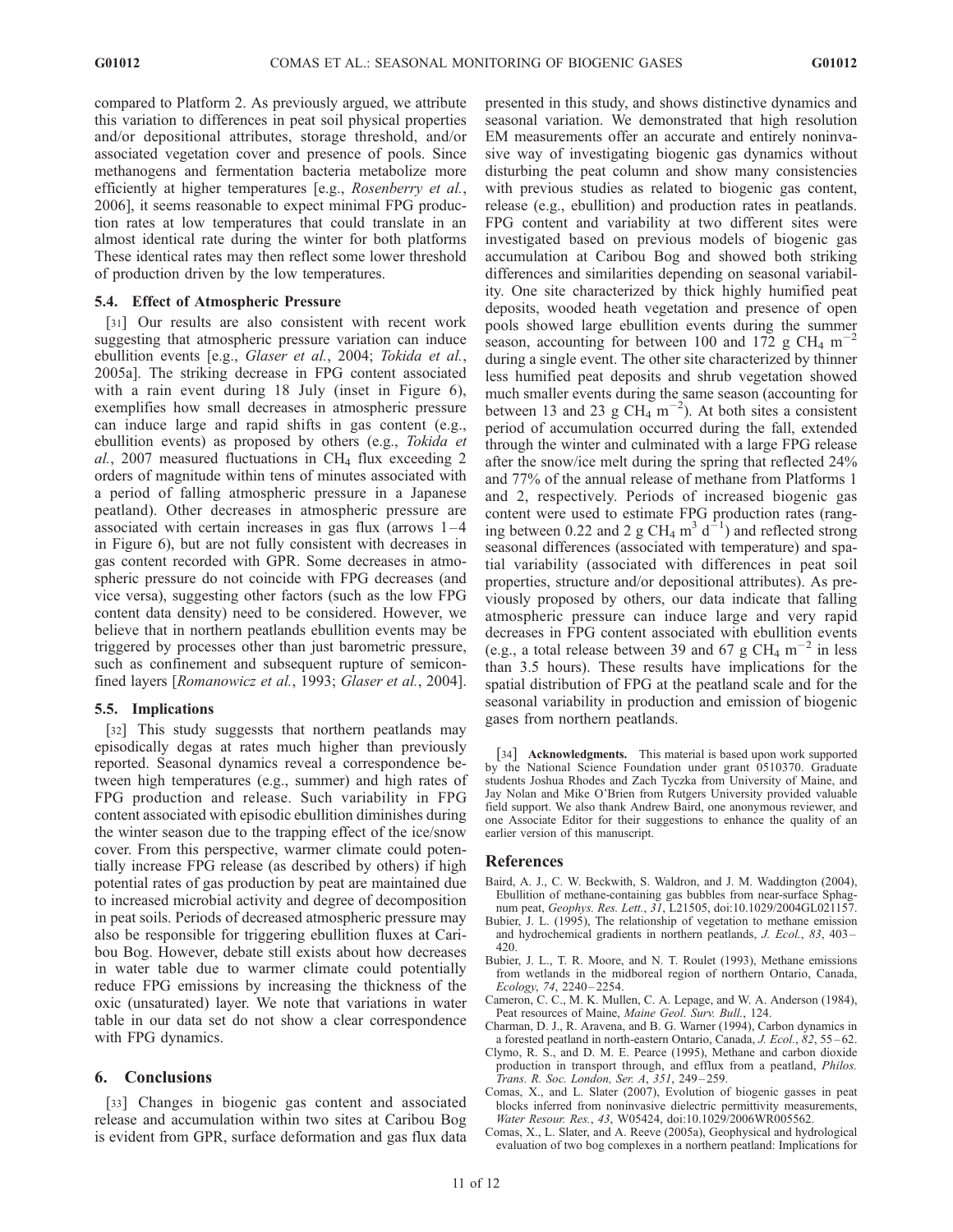compared to Platform 2. As previously argued, we attribute this variation to differences in peat soil physical properties and/or depositional attributes, storage threshold, and/or associated vegetation cover and presence of pools. Since methanogens and fermentation bacteria metabolize more efficiently at higher temperatures [e.g., *Rosenberry et al.*, 2006], it seems reasonable to expect minimal FPG production rates at low temperatures that could translate in an almost identical rate during the winter for both platforms These identical rates may then reflect some lower threshold of production driven by the low temperatures.

### 5.4. Effect of Atmospheric Pressure

[31] Our results are also consistent with recent work suggesting that atmospheric pressure variation can induce ebullition events [e.g., *Glaser et al.*, 2004; *Tokida et al.*, 2005a]. The striking decrease in FPG content associated with a rain event during 18 July (inset in Figure 6), exemplifies how small decreases in atmospheric pressure can induce large and rapid shifts in gas content (e.g., ebullition events) as proposed by others (e.g., *Tokida et al.*, 2007 measured fluctuations in $CH_4$ flux exceeding 2 orders of magnitude within tens of minutes associated with a period of falling atmospheric pressure in a Japanese peatland). Other decreases in atmospheric pressure are associated with certain increases in gas flux (arrows 1–4 in Figure 6), but are not fully consistent with decreases in gas content recorded with GPR. Some decreases in atmospheric pressure do not coincide with FPG decreases (and vice versa), suggesting other factors (such as the low FPG content data density) need to be considered. However, we believe that in northern peatlands ebullition events may be triggered by processes other than just barometric pressure, such as confinement and subsequent rupture of semiconfined layers [*Romanowicz et al.*, 1993; *Glaser et al.*, 2004].

### 5.5. Implications

[32] This study suggessts that northern peatlands may episodically degas at rates much higher than previously reported. Seasonal dynamics reveal a correspondence between high temperatures (e.g., summer) and high rates of FPG production and release. Such variability in FPG content associated with episodic ebullition diminishes during the winter season due to the trapping effect of the ice/snow cover. From this perspective, warmer climate could potentially increase FPG release (as described by others) if high potential rates of gas production by peat are maintained due to increased microbial activity and degree of decomposition in peat soils. Periods of decreased atmospheric pressure may also be responsible for triggering ebullition fluxes at Caribou Bog. However, debate still exists about how decreases in water table due to warmer climate could potentially reduce FPG emissions by increasing the thickness of the oxic (unsaturated) layer. We note that variations in water table in our data set do not show a clear correspondence with FPG dynamics.

## 6. Conclusions

[33] Changes in biogenic gas content and associated release and accumulation within two sites at Caribou Bog is evident from GPR, surface deformation and gas flux data presented in this study, and shows distinctive dynamics and seasonal variation. We demonstrated that high resolution EM measurements offer an accurate and entirely noninvasive way of investigating biogenic gas dynamics without disturbing the peat column and show many consistencies with previous studies as related to biogenic gas content, release (e.g., ebullition) and production rates in peatlands. FPG content and variability at two different sites were investigated based on previous models of biogenic gas accumulation at Caribou Bog and showed both striking differences and similarities depending on seasonal variability. One site characterized by thick highly humified peat deposits, wooded heath vegetation and presence of open pools showed large ebullition events during the summer season, accounting for between 100 and 172 g $CH_4$ $m^{-2}$ during a single event. The other site characterized by thinner less humified peat deposits and shrub vegetation showed much smaller events during the same season (accounting for between 13 and 23 g $CH_4$ $m^{-2}$). At both sites a consistent period of accumulation occurred during the fall, extended through the winter and culminated with a large FPG release after the snow/ice melt during the spring that reflected 24% and 77% of the annual release of methane from Platforms 1 and 2, respectively. Periods of increased biogenic gas content were used to estimate FPG production rates (ranging between 0.22 and 2 g $CH_4$ $m^3$ $d^{-1}$) and reflected strong seasonal differences (associated with temperature) and spatial variability (associated with differences in peat soil properties, structure and/or depositional attributes). As previously proposed by others, our data indicate that falling atmospheric pressure can induce large and very rapid decreases in FPG content associated with ebullition events (e.g., a total release between 39 and 67 g $CH_4$ $m^{-2}$ in less than 3.5 hours). These results have implications for the spatial distribution of FPG at the peatland scale and for the seasonal variability in production and emission of biogenic gases from northern peatlands.

[34] **Acknowledgments.** This material is based upon work supported by the National Science Foundation under grant 0510370. Graduate students Joshua Rhodes and Zach Tyczka from University of Maine, and Jay Nolan and Mike O'Brien from Rutgers University provided valuable field support. We also thank Andrew Baird, one anonymous reviewer, and one Associate Editor for their suggestions to enhance the quality of an earlier version of this manuscript.

## References

Baird, A. J., C. W. Beckwith, S. Waldron, and J. M. Waddington (2004), Ebullition of methane-containing gas bubbles from near-surface Sphagnum peat, *Geophys. Res. Lett.*, *31*, L21505, doi:10.1029/2004GL021157.

Bubier, J. L. (1995), The relationship of vegetation to methane emission and hydrochemical gradients in northern peatlands, *J. Ecol.*, *83*, 403–420.

Bubier, J. L., T. R. Moore, and N. T. Roulet (1993), Methane emissions from wetlands in the midboreal region of northern Ontario, Canada, *Ecology*, *74*, 2240–2254.

Cameron, C. C., M. K. Mullen, C. A. Lepage, and W. A. Anderson (1984), Peat resources of Maine, *Maine Geol. Surv. Bull.*, 124.

Charman, D. J., R. Aravena, and B. G. Warner (1994), Carbon dynamics in a forested peatland in north-eastern Ontario, Canada, *J. Ecol.*, *82*, 55–62.

Clymo, R. S., and D. M. E. Pearce (1995), Methane and carbon dioxide production in transport through, and efflux from a peatland, *Philos. Trans. R. Soc. London, Ser. A*, *351*, 249–259.

Comas, X., and L. Slater (2007), Evolution of biogenic gasses in peat blocks inferred from noninvasive dielectric permittivity measurements, *Water Resour. Res.*, *43*, W05424, doi:10.1029/2006WR005562.

Comas, X., L. Slater, and A. Reeve (2005a), Geophysical and hydrological evaluation of two bog complexes in a northern peatland: Implications for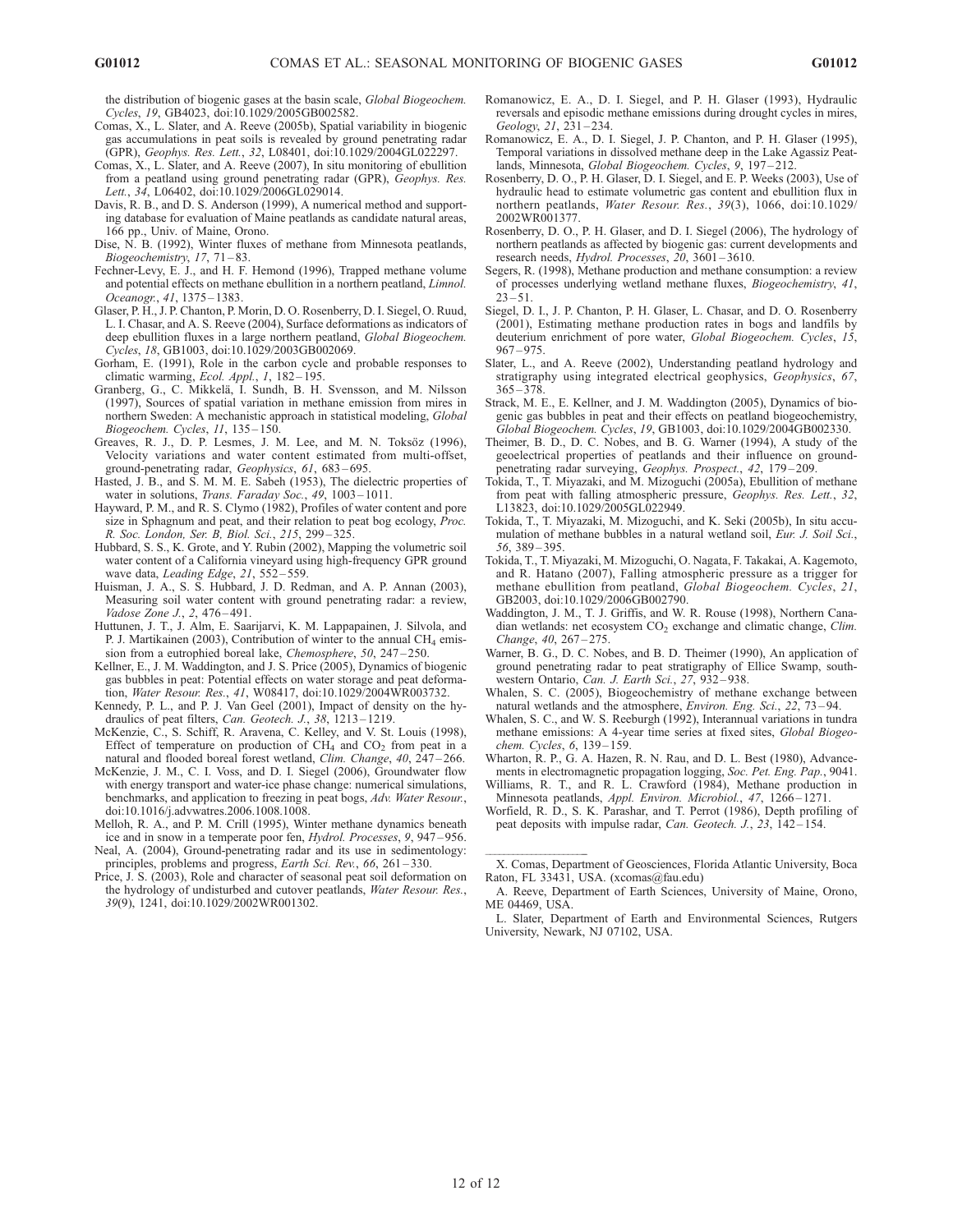the distribution of biogenic gases at the basin scale, *Global Biogeochem. Cycles*, *19*, GB4023, doi:10.1029/2005GB002582.

Comas, X., L. Slater, and A. Reeve (2005b), Spatial variability in biogenic gas accumulations in peat soils is revealed by ground penetrating radar (GPR), *Geophys. Res. Lett.*, *32*, L08401, doi:10.1029/2004GL022297.

Comas, X., L. Slater, and A. Reeve (2007), In situ monitoring of ebullition from a peatland using ground penetrating radar (GPR), *Geophys. Res. Lett.*, *34*, L06402, doi:10.1029/2006GL029014.

Davis, R. B., and D. S. Anderson (1999), A numerical method and supporting database for evaluation of Maine peatlands as candidate natural areas, 166 pp., Univ. of Maine, Orono.

Dise, N. B. (1992), Winter fluxes of methane from Minnesota peatlands, *Biogeochemistry*, *17*, 71–83.

Fechner-Levy, E. J., and H. F. Hemond (1996), Trapped methane volume and potential effects on methane ebullition in a northern peatland, *Limnol. Oceanogr.*, *41*, 1375–1383.

Glaser, P. H., J. P. Chanton, P. Morin, D. O. Rosenberry, D. I. Siegel, O. Ruud, L. I. Chasar, and A. S. Reeve (2004), Surface deformations as indicators of deep ebullition fluxes in a large northern peatland, *Global Biogeochem. Cycles*, *18*, GB1003, doi:10.1029/2003GB002069.

Gorham, E. (1991), Role in the carbon cycle and probable responses to climatic warming, *Ecol. Appl.*, *1*, 182–195.

Granberg, G., C. Mikkelä, I. Sundh, B. H. Svensson, and M. Nilsson (1997), Sources of spatial variation in methane emission from mires in northern Sweden: A mechanistic approach in statistical modeling, *Global Biogeochem. Cycles*, *11*, 135–150.

Greaves, R. J., D. P. Lesmes, J. M. Lee, and M. N. Toksöz (1996), Velocity variations and water content estimated from multi-offset, ground-penetrating radar, *Geophysics*, *61*, 683–695.

Hasted, J. B., and S. M. M. E. Sabeh (1953), The dielectric properties of water in solutions, *Trans. Faraday Soc.*, *49*, 1003–1011.

Hayward, P. M., and R. S. Clymo (1982), Profiles of water content and pore size in Sphagnum and peat, and their relation to peat bog ecology, *Proc. R. Soc. London, Ser. B, Biol. Sci.*, *215*, 299–325.

Hubbard, S. S., K. Grote, and Y. Rubin (2002), Mapping the volumetric soil water content of a California vineyard using high-frequency GPR ground wave data, *Leading Edge*, *21*, 552–559.

Huisman, J. A., S. S. Hubbard, J. D. Redman, and A. P. Annan (2003), Measuring soil water content with ground penetrating radar: a review, *Vadose Zone J.*, *2*, 476–491.

Huttunen, J. T., J. Alm, E. Saarijarvi, K. M. Lappapainen, J. Silvola, and P. J. Martikainen (2003), Contribution of winter to the annual $CH_4$ emission from a eutrophied boreal lake, *Chemosphere*, *50*, 247–250.

Kellner, E., J. M. Waddington, and J. S. Price (2005), Dynamics of biogenic gas bubbles in peat: Potential effects on water storage and peat deformation, *Water Resour. Res.*, *41*, W08417, doi:10.1029/2004WR003732.

Kennedy, P. L., and P. J. Van Geel (2001), Impact of density on the hydraulics of peat filters, *Can. Geotech. J.*, *38*, 1213–1219.

McKenzie, C., S. Schiff, R. Aravena, C. Kelley, and V. St. Louis (1998), Effect of temperature on production of $CH_4$ and $CO_2$ from peat in a natural and flooded boreal forest wetland, *Clim. Change*, *40*, 247–266.

McKenzie, J. M., C. I. Voss, and D. I. Siegel (2006), Groundwater flow with energy transport and water-ice phase change: numerical simulations, benchmarks, and application to freezing in peat bogs, *Adv. Water Resour.*, doi:10.1016/j.advwatres.2006.1008.1008.

Melloh, R. A., and P. M. Crill (1995), Winter methane dynamics beneath ice and in snow in a temperate poor fen, *Hydrol. Processes*, *9*, 947–956.

Neal, A. (2004), Ground-penetrating radar and its use in sedimentology: principles, problems and progress, *Earth Sci. Rev.*, *66*, 261–330.

Price, J. S. (2003), Role and character of seasonal peat soil deformation on the hydrology of undisturbed and cutover peatlands, *Water Resour. Res.*, *39*(9), 1241, doi:10.1029/2002WR001302.

Romanowicz, E. A., D. I. Siegel, and P. H. Glaser (1993), Hydraulic reversals and episodic methane emissions during drought cycles in mires, *Geology*, *21*, 231–234.

Romanowicz, E. A., D. I. Siegel, J. P. Chanton, and P. H. Glaser (1995), Temporal variations in dissolved methane deep in the Lake Agassiz Peatlands, Minnesota, *Global Biogeochem. Cycles*, *9*, 197–212.

Rosenberry, D. O., P. H. Glaser, D. I. Siegel, and E. P. Weeks (2003), Use of hydraulic head to estimate volumetric gas content and ebullition flux in northern peatlands, *Water Resour. Res.*, *39*(3), 1066, doi:10.1029/2002WR001377.

Rosenberry, D. O., P. H. Glaser, and D. I. Siegel (2006), The hydrology of northern peatlands as affected by biogenic gas: current developments and research needs, *Hydrol. Processes*, *20*, 3601–3610.

Segers, R. (1998), Methane production and methane consumption: a review of processes underlying wetland methane fluxes, *Biogeochemistry*, *41*, 23–51.

Siegel, D. I., J. P. Chanton, P. H. Glaser, L. Chasar, and D. O. Rosenberry (2001), Estimating methane production rates in bogs and landfills by deuterium enrichment of pore water, *Global Biogeochem. Cycles*, *15*, 967–975.

Slater, L., and A. Reeve (2002), Understanding peatland hydrology and stratigraphy using integrated electrical geophysics, *Geophysics*, *67*, 365–378.

Strack, M. E., E. Kellner, and J. M. Waddington (2005), Dynamics of biogenic gas bubbles in peat and their effects on peatland biogeochemistry, *Global Biogeochem. Cycles*, *19*, GB1003, doi:10.1029/2004GB002330.

Theimer, B. D., D. C. Nobes, and B. G. Warner (1994), A study of the geoelectrical properties of peatlands and their influence on ground-penetrating radar surveying, *Geophys. Prospect.*, *42*, 179–209.

Tokida, T., T. Miyazaki, and M. Mizoguchi (2005a), Ebullition of methane from peat with falling atmospheric pressure, *Geophys. Res. Lett.*, *32*, L13823, doi:10.1029/2005GL022949.

Tokida, T., T. Miyazaki, M. Mizoguchi, and K. Seki (2005b), In situ accumulation of methane bubbles in a natural wetland soil, *Eur. J. Soil Sci.*, *56*, 389–395.

Tokida, T., T. Miyazaki, M. Mizoguchi, O. Nagata, F. Takakai, A. Kagemoto, and R. Hatano (2007), Falling atmospheric pressure as a trigger for methane ebullition from peatland, *Global Biogeochem. Cycles*, *21*, GB2003, doi:10.1029/2006GB002790.

Waddington, J. M., T. J. Griffis, and W. R. Rouse (1998), Northern Canadian wetlands: net ecosystem $CO_2$ exchange and climatic change, *Clim. Change*, *40*, 267–275.

Warner, B. G., D. C. Nobes, and B. D. Theimer (1990), An application of ground penetrating radar to peat stratigraphy of Ellice Swamp, southwestern Ontario, *Can. J. Earth Sci.*, *27*, 932–938.

Whalen, S. C. (2005), Biogeochemistry of methane exchange between natural wetlands and the atmosphere, *Environ. Eng. Sci.*, *22*, 73–94.

Whalen, S. C., and W. S. Reeburgh (1992), Interannual variations in tundra methane emissions: A 4-year time series at fixed sites, *Global Biogeochem. Cycles*, *6*, 139–159.

Wharton, R. P., G. A. Hazen, R. N. Rau, and D. L. Best (1980), Advancements in electromagnetic propagation logging, *Soc. Pet. Eng. Pap.*, 9041.

Williams, R. T., and R. L. Crawford (1984), Methane production in Minnesota peatlands, *Appl. Environ. Microbiol.*, *47*, 1266–1271.

Worfield, R. D., S. K. Parashar, and T. Perrot (1986), Depth profiling of peat deposits with impulse radar, *Can. Geotech. J.*, *23*, 142–154.

---

X. Comas, Department of Geosciences, Florida Atlantic University, Boca Raton, FL 33431, USA. (xcomas@fau.edu)

A. Reeve, Department of Earth Sciences, University of Maine, Orono, ME 04469, USA.

L. Slater, Department of Earth and Environmental Sciences, Rutgers University, Newark, NJ 07102, USA.